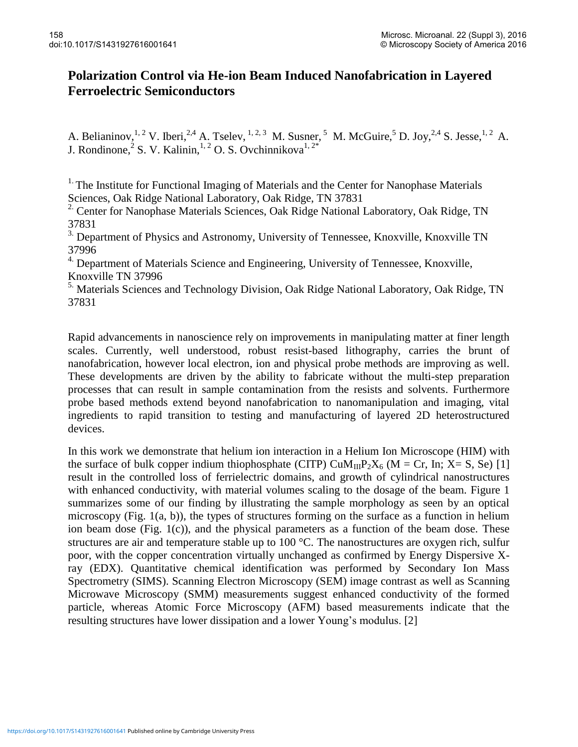# Polarization Control via He-ion Beam Induced Nanofabrication in Layered Ferroelectric Semiconductors

A. Belianinov,[1, 2] V. Iberi,[2,4] A. Tselev, [1, 2, 3] M. Susner, [5] M. McGuire,[5] D. Joy,[2,4] S. Jesse,[1, 2] A. J. Rondinone,[2] S. V. Kalinin,[1, 2] O. S. Ovchinnikova[1, 2*]

[1.] The Institute for Functional Imaging of Materials and the Center for Nanophase Materials Sciences, Oak Ridge National Laboratory, Oak Ridge, TN 37831

[2.] Center for Nanophase Materials Sciences, Oak Ridge National Laboratory, Oak Ridge, TN 37831

[3.] Department of Physics and Astronomy, University of Tennessee, Knoxville, Knoxville TN 37996

[4.] Department of Materials Science and Engineering, University of Tennessee, Knoxville, Knoxville TN 37996

[5.] Materials Sciences and Technology Division, Oak Ridge National Laboratory, Oak Ridge, TN 37831

Rapid advancements in nanoscience rely on improvements in manipulating matter at finer length scales. Currently, well understood, robust resist-based lithography, carries the brunt of nanofabrication, however local electron, ion and physical probe methods are improving as well. These developments are driven by the ability to fabricate without the multi-step preparation processes that can result in sample contamination from the resists and solvents. Furthermore probe based methods extend beyond nanofabrication to nanomanipulation and imaging, vital ingredients to rapid transition to testing and manufacturing of layered 2D heterostructured devices.

In this work we demonstrate that helium ion interaction in a Helium Ion Microscope (HIM) with the surface of bulk copper indium thiophosphate (CITP) $CuM_{III}P_2X_6$ (M = Cr, In; X= S, Se) [1] result in the controlled loss of ferrielectric domains, and growth of cylindrical nanostructures with enhanced conductivity, with material volumes scaling to the dosage of the beam. Figure 1 summarizes some of our finding by illustrating the sample morphology as seen by an optical microscopy (Fig. 1(a, b)), the types of structures forming on the surface as a function in helium ion beam dose (Fig. 1(c)), and the physical parameters as a function of the beam dose. These structures are air and temperature stable up to 100 °C. The nanostructures are oxygen rich, sulfur poor, with the copper concentration virtually unchanged as confirmed by Energy Dispersive X-ray (EDX). Quantitative chemical identification was performed by Secondary Ion Mass Spectrometry (SIMS). Scanning Electron Microscopy (SEM) image contrast as well as Scanning Microwave Microscopy (SMM) measurements suggest enhanced conductivity of the formed particle, whereas Atomic Force Microscopy (AFM) based measurements indicate that the resulting structures have lower dissipation and a lower Young's modulus. [2]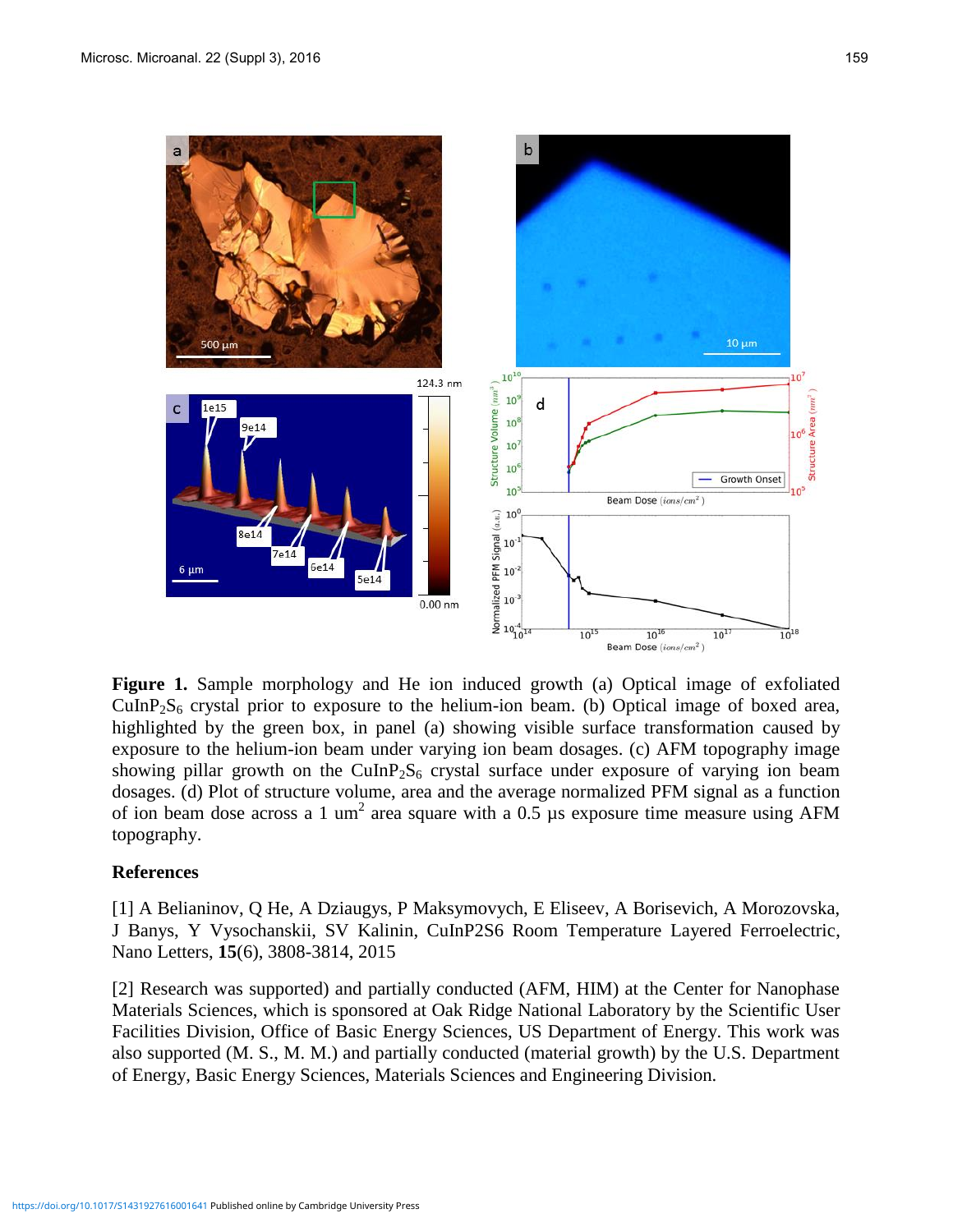a

500 μm

b

10 μm

c

1e15

9e14

8e14

7e14

6e14

5e14

6 μm

124.3 nm

0.00 nm

d

Structure Volume (nm³)

Structure Area (nm²)

Growth Onset

Beam Dose (ions/cm²)

Normalized PFM Signal (a.u.)

Beam Dose (ions/cm²)

**Figure 1.** Sample morphology and He ion induced growth (a) Optical image of exfoliated $CuInP_2S_6$ crystal prior to exposure to the helium-ion beam. (b) Optical image of boxed area, highlighted by the green box, in panel (a) showing visible surface transformation caused by exposure to the helium-ion beam under varying ion beam dosages. (c) AFM topography image showing pillar growth on the $CuInP_2S_6$ crystal surface under exposure of varying ion beam dosages. (d) Plot of structure volume, area and the average normalized PFM signal as a function of ion beam dose across a 1 $um^2$ area square with a 0.5 μs exposure time measure using AFM topography.

## References

[1] A Belianinov, Q He, A Dziaugys, P Maksymovych, E Eliseev, A Borisevich, A Morozovska, J Banys, Y Vysochanskii, SV Kalinin, CuInP2S6 Room Temperature Layered Ferroelectric, Nano Letters, **15**(6), 3808-3814, 2015

[2] Research was supported) and partially conducted (AFM, HIM) at the Center for Nanophase Materials Sciences, which is sponsored at Oak Ridge National Laboratory by the Scientific User Facilities Division, Office of Basic Energy Sciences, US Department of Energy. This work was also supported (M. S., M. M.) and partially conducted (material growth) by the U.S. Department of Energy, Basic Energy Sciences, Materials Sciences and Engineering Division.